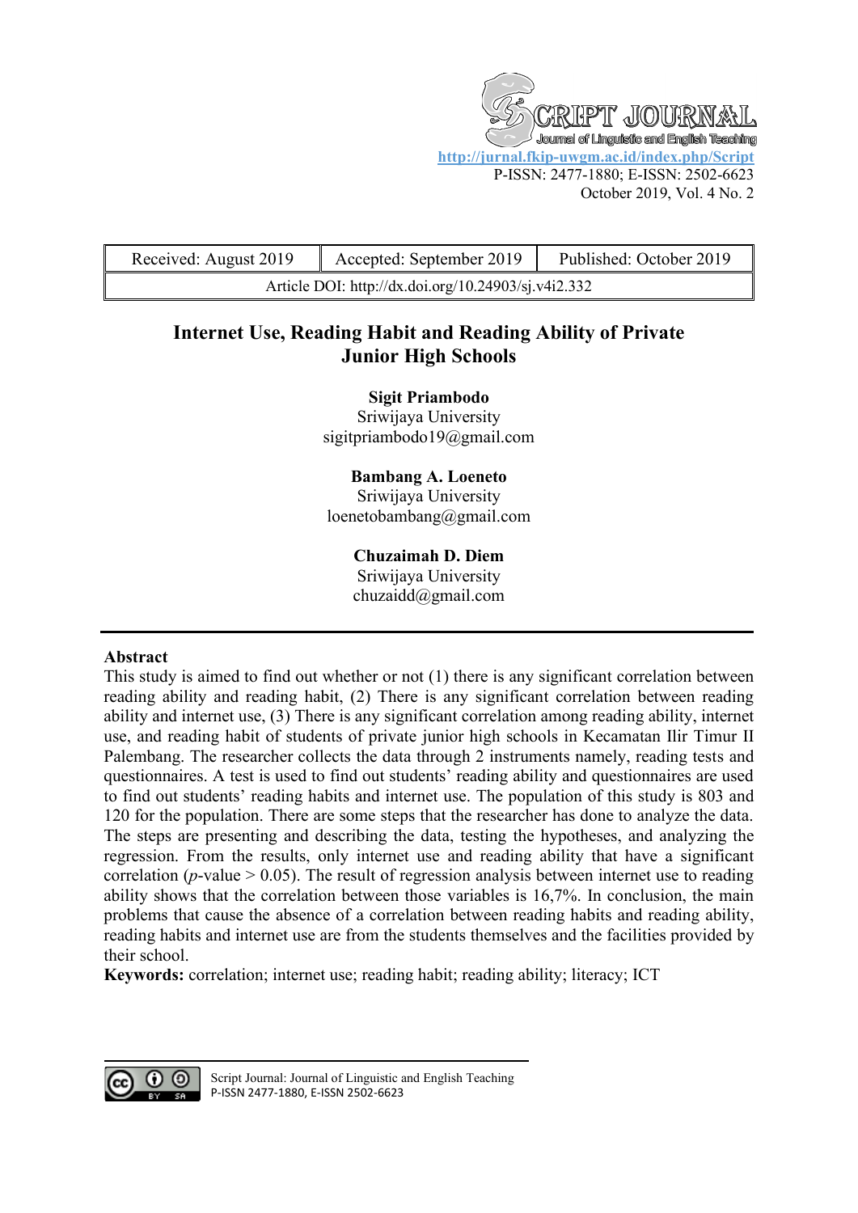Script Journal: Journal of Linguistic and English Teaching

http://jurnal.fkip-uwgm.ac.id/index.php/Script

P-ISSN: 2477-1880; E-ISSN: 2502-6623

October 2019, Vol. 4 No. 2

| Received: August 2019 | Accepted: September 2019 | Published: October 2019 |
|---|---|---|
| Article DOI: http://dx.doi.org/10.24903/sj.v4i2.332 | | |

# Internet Use, Reading Habit and Reading Ability of Private Junior High Schools

**Sigit Priambodo**
Sriwijaya University
sigitpriambodo19@gmail.com

**Bambang A. Loeneto**
Sriwijaya University
loenetobambang@gmail.com

**Chuzaimah D. Diem**
Sriwijaya University
chuzaidd@gmail.com

## Abstract

This study is aimed to find out whether or not (1) there is any significant correlation between reading ability and reading habit, (2) There is any significant correlation between reading ability and internet use, (3) There is any significant correlation among reading ability, internet use, and reading habit of students of private junior high schools in Kecamatan Ilir Timur II Palembang. The researcher collects the data through 2 instruments namely, reading tests and questionnaires. A test is used to find out students' reading ability and questionnaires are used to find out students' reading habits and internet use. The population of this study is 803 and 120 for the population. There are some steps that the researcher has done to analyze the data. The steps are presenting and describing the data, testing the hypotheses, and analyzing the regression. From the results, only internet use and reading ability that have a significant correlation (*p*-value > 0.05). The result of regression analysis between internet use to reading ability shows that the correlation between those variables is 16,7%. In conclusion, the main problems that cause the absence of a correlation between reading habits and reading ability, reading habits and internet use are from the students themselves and the facilities provided by their school.

**Keywords:** correlation; internet use; reading habit; reading ability; literacy; ICT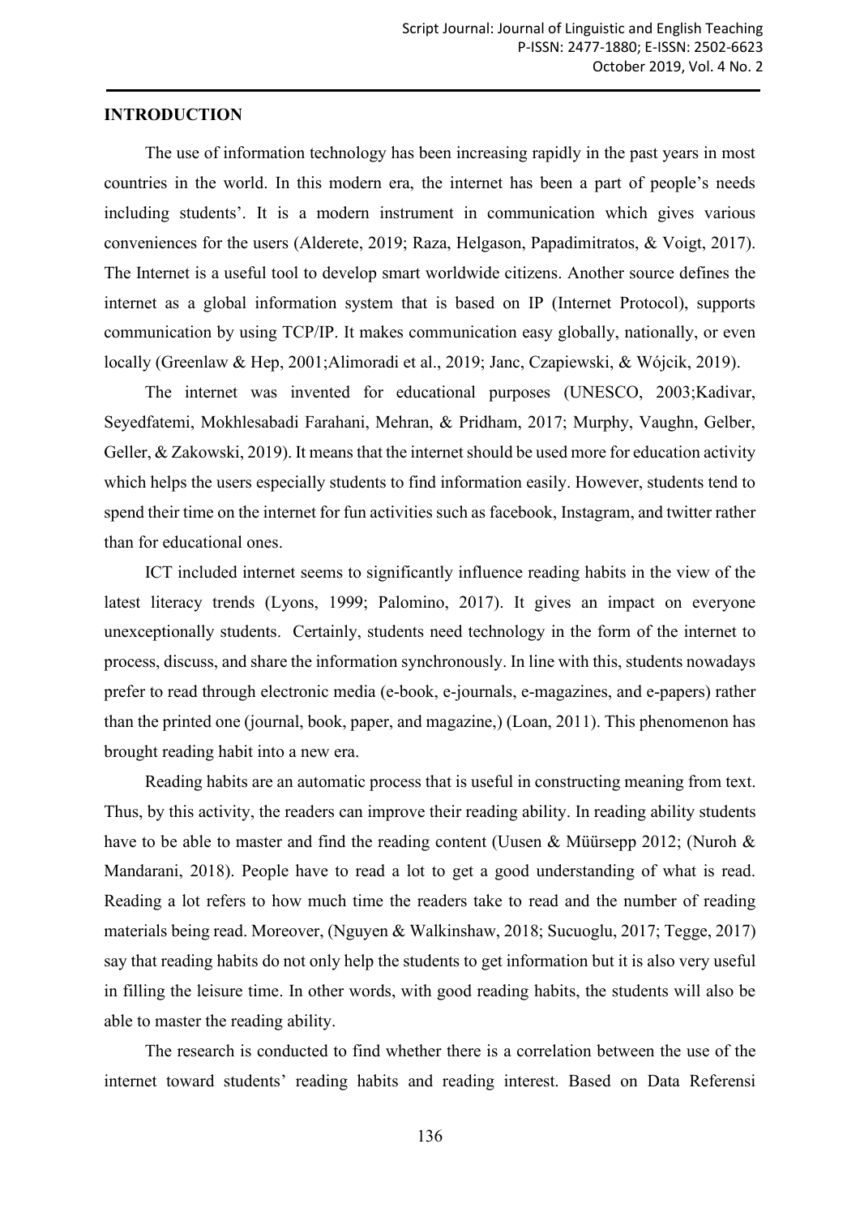## INTRODUCTION

The use of information technology has been increasing rapidly in the past years in most countries in the world. In this modern era, the internet has been a part of people's needs including students'. It is a modern instrument in communication which gives various conveniences for the users (Alderete, 2019; Raza, Helgason, Papadimitratos, & Voigt, 2017). The Internet is a useful tool to develop smart worldwide citizens. Another source defines the internet as a global information system that is based on IP (Internet Protocol), supports communication by using TCP/IP. It makes communication easy globally, nationally, or even locally (Greenlaw & Hep, 2001;Alimoradi et al., 2019; Janc, Czapiewski, & Wójcik, 2019).

The internet was invented for educational purposes (UNESCO, 2003;Kadivar, Seyedfatemi, Mokhlesabadi Farahani, Mehran, & Pridham, 2017; Murphy, Vaughn, Gelber, Geller, & Zakowski, 2019). It means that the internet should be used more for education activity which helps the users especially students to find information easily. However, students tend to spend their time on the internet for fun activities such as facebook, Instagram, and twitter rather than for educational ones.

ICT included internet seems to significantly influence reading habits in the view of the latest literacy trends (Lyons, 1999; Palomino, 2017). It gives an impact on everyone unexceptionally students. Certainly, students need technology in the form of the internet to process, discuss, and share the information synchronously. In line with this, students nowadays prefer to read through electronic media (e-book, e-journals, e-magazines, and e-papers) rather than the printed one (journal, book, paper, and magazine,) (Loan, 2011). This phenomenon has brought reading habit into a new era.

Reading habits are an automatic process that is useful in constructing meaning from text. Thus, by this activity, the readers can improve their reading ability. In reading ability students have to be able to master and find the reading content (Uusen & Müürsepp 2012; (Nuroh & Mandarani, 2018). People have to read a lot to get a good understanding of what is read. Reading a lot refers to how much time the readers take to read and the number of reading materials being read. Moreover, (Nguyen & Walkinshaw, 2018; Sucuoglu, 2017; Tegge, 2017) say that reading habits do not only help the students to get information but it is also very useful in filling the leisure time. In other words, with good reading habits, the students will also be able to master the reading ability.

The research is conducted to find whether there is a correlation between the use of the internet toward students' reading habits and reading interest. Based on Data Referensi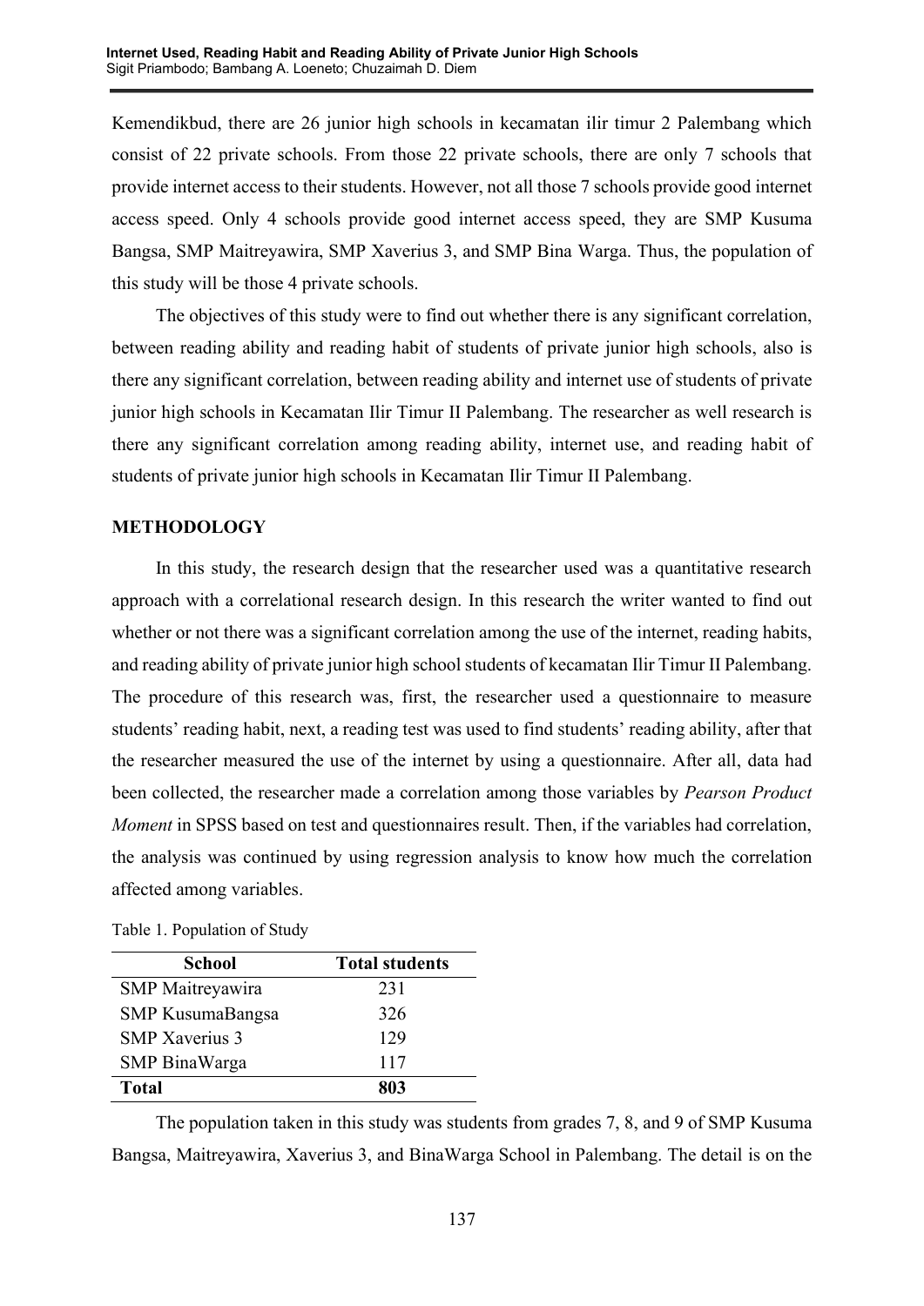Kemendikbud, there are 26 junior high schools in kecamatan ilir timur 2 Palembang which consist of 22 private schools. From those 22 private schools, there are only 7 schools that provide internet access to their students. However, not all those 7 schools provide good internet access speed. Only 4 schools provide good internet access speed, they are SMP Kusuma Bangsa, SMP Maitreyawira, SMP Xaverius 3, and SMP Bina Warga. Thus, the population of this study will be those 4 private schools.

The objectives of this study were to find out whether there is any significant correlation, between reading ability and reading habit of students of private junior high schools, also is there any significant correlation, between reading ability and internet use of students of private junior high schools in Kecamatan Ilir Timur II Palembang. The researcher as well research is there any significant correlation among reading ability, internet use, and reading habit of students of private junior high schools in Kecamatan Ilir Timur II Palembang.

## METHODOLOGY

In this study, the research design that the researcher used was a quantitative research approach with a correlational research design. In this research the writer wanted to find out whether or not there was a significant correlation among the use of the internet, reading habits, and reading ability of private junior high school students of kecamatan Ilir Timur II Palembang. The procedure of this research was, first, the researcher used a questionnaire to measure students' reading habit, next, a reading test was used to find students' reading ability, after that the researcher measured the use of the internet by using a questionnaire. After all, data had been collected, the researcher made a correlation among those variables by *Pearson Product Moment* in SPSS based on test and questionnaires result. Then, if the variables had correlation, the analysis was continued by using regression analysis to know how much the correlation affected among variables.

Table 1. Population of Study

| School | Total students |
|---|---|
| SMP Maitreyawira | 231 |
| SMP KusumaBangsa | 326 |
| SMP Xaverius 3 | 129 |
| SMP BinaWarga | 117 |
| **Total** | **803** |

The population taken in this study was students from grades 7, 8, and 9 of SMP Kusuma Bangsa, Maitreyawira, Xaverius 3, and BinaWarga School in Palembang. The detail is on the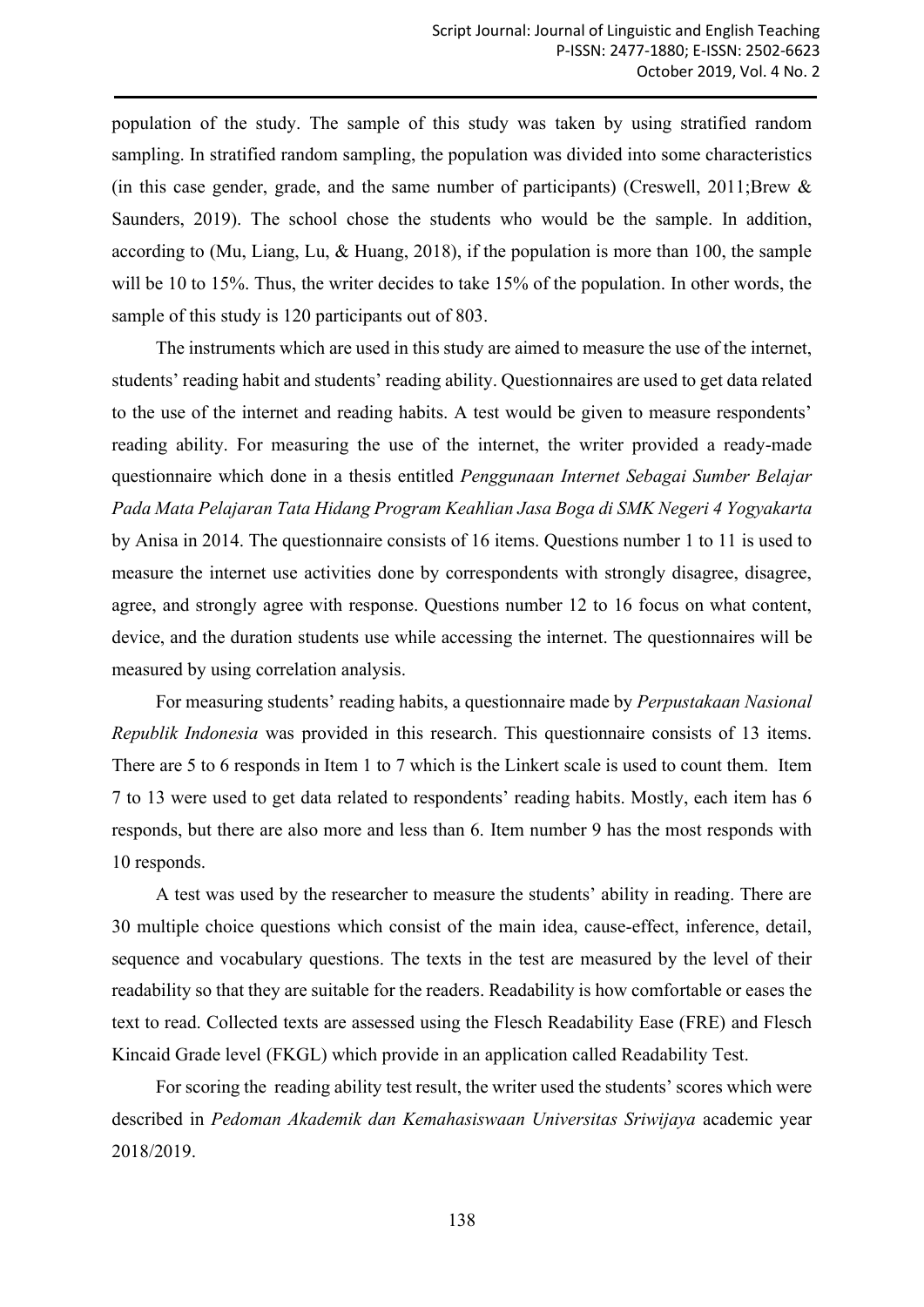population of the study. The sample of this study was taken by using stratified random sampling. In stratified random sampling, the population was divided into some characteristics (in this case gender, grade, and the same number of participants) (Creswell, 2011;Brew & Saunders, 2019). The school chose the students who would be the sample. In addition, according to (Mu, Liang, Lu, & Huang, 2018), if the population is more than 100, the sample will be 10 to 15%. Thus, the writer decides to take 15% of the population. In other words, the sample of this study is 120 participants out of 803.

The instruments which are used in this study are aimed to measure the use of the internet, students' reading habit and students' reading ability. Questionnaires are used to get data related to the use of the internet and reading habits. A test would be given to measure respondents' reading ability. For measuring the use of the internet, the writer provided a ready-made questionnaire which done in a thesis entitled *Penggunaan Internet Sebagai Sumber Belajar Pada Mata Pelajaran Tata Hidang Program Keahlian Jasa Boga di SMK Negeri 4 Yogyakarta* by Anisa in 2014. The questionnaire consists of 16 items. Questions number 1 to 11 is used to measure the internet use activities done by correspondents with strongly disagree, disagree, agree, and strongly agree with response. Questions number 12 to 16 focus on what content, device, and the duration students use while accessing the internet. The questionnaires will be measured by using correlation analysis.

For measuring students' reading habits, a questionnaire made by *Perpustakaan Nasional Republik Indonesia* was provided in this research. This questionnaire consists of 13 items. There are 5 to 6 responds in Item 1 to 7 which is the Linkert scale is used to count them. Item 7 to 13 were used to get data related to respondents' reading habits. Mostly, each item has 6 responds, but there are also more and less than 6. Item number 9 has the most responds with 10 responds.

A test was used by the researcher to measure the students' ability in reading. There are 30 multiple choice questions which consist of the main idea, cause-effect, inference, detail, sequence and vocabulary questions. The texts in the test are measured by the level of their readability so that they are suitable for the readers. Readability is how comfortable or eases the text to read. Collected texts are assessed using the Flesch Readability Ease (FRE) and Flesch Kincaid Grade level (FKGL) which provide in an application called Readability Test.

For scoring the reading ability test result, the writer used the students' scores which were described in *Pedoman Akademik dan Kemahasiswaan Universitas Sriwijaya* academic year 2018/2019.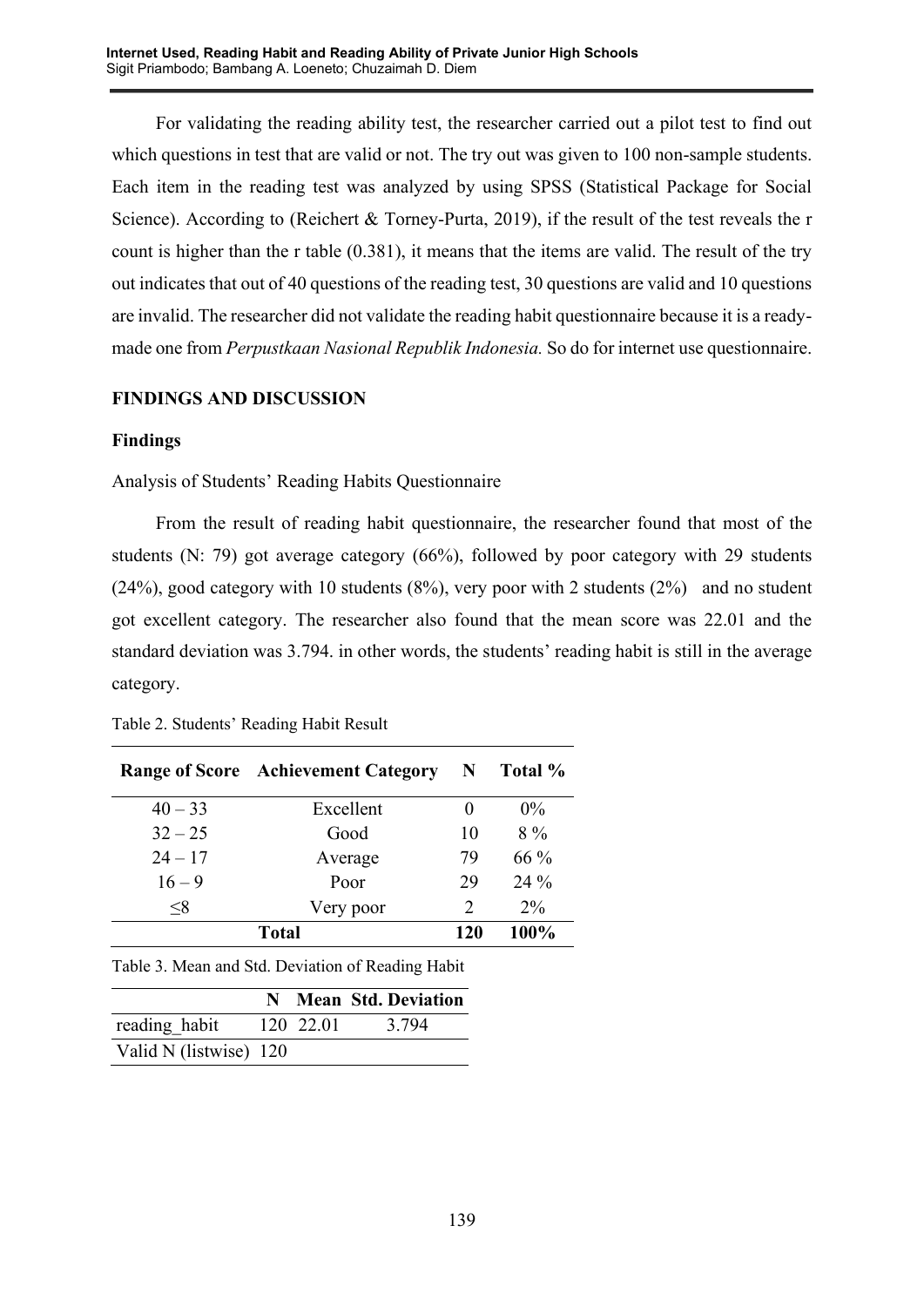For validating the reading ability test, the researcher carried out a pilot test to find out which questions in test that are valid or not. The try out was given to 100 non-sample students. Each item in the reading test was analyzed by using SPSS (Statistical Package for Social Science). According to (Reichert & Torney-Purta, 2019), if the result of the test reveals the r count is higher than the r table (0.381), it means that the items are valid. The result of the try out indicates that out of 40 questions of the reading test, 30 questions are valid and 10 questions are invalid. The researcher did not validate the reading habit questionnaire because it is a ready-made one from *Perpustkaan Nasional Republik Indonesia.* So do for internet use questionnaire.

## FINDINGS AND DISCUSSION

### Findings

Analysis of Students' Reading Habits Questionnaire

From the result of reading habit questionnaire, the researcher found that most of the students (N: 79) got average category (66%), followed by poor category with 29 students (24%), good category with 10 students (8%), very poor with 2 students (2%) and no student got excellent category. The researcher also found that the mean score was 22.01 and the standard deviation was 3.794. in other words, the students' reading habit is still in the average category.

Table 2. Students' Reading Habit Result

| Range of Score | Achievement Category | N | Total % |
|---|---|---|---|
| 40 – 33 | Excellent | 0 | 0% |
| 32 – 25 | Good | 10 | 8 % |
| 24 – 17 | Average | 79 | 66 % |
| 16 – 9 | Poor | 29 | 24 % |
| ≤8 | Very poor | 2 | 2% |
| | **Total** | **120** | **100%** |

Table 3. Mean and Std. Deviation of Reading Habit

| | N | Mean | Std. Deviation |
|---|---|---|---|
| reading_habit | 120 | 22.01 | 3.794 |
| Valid N (listwise) | 120 | | |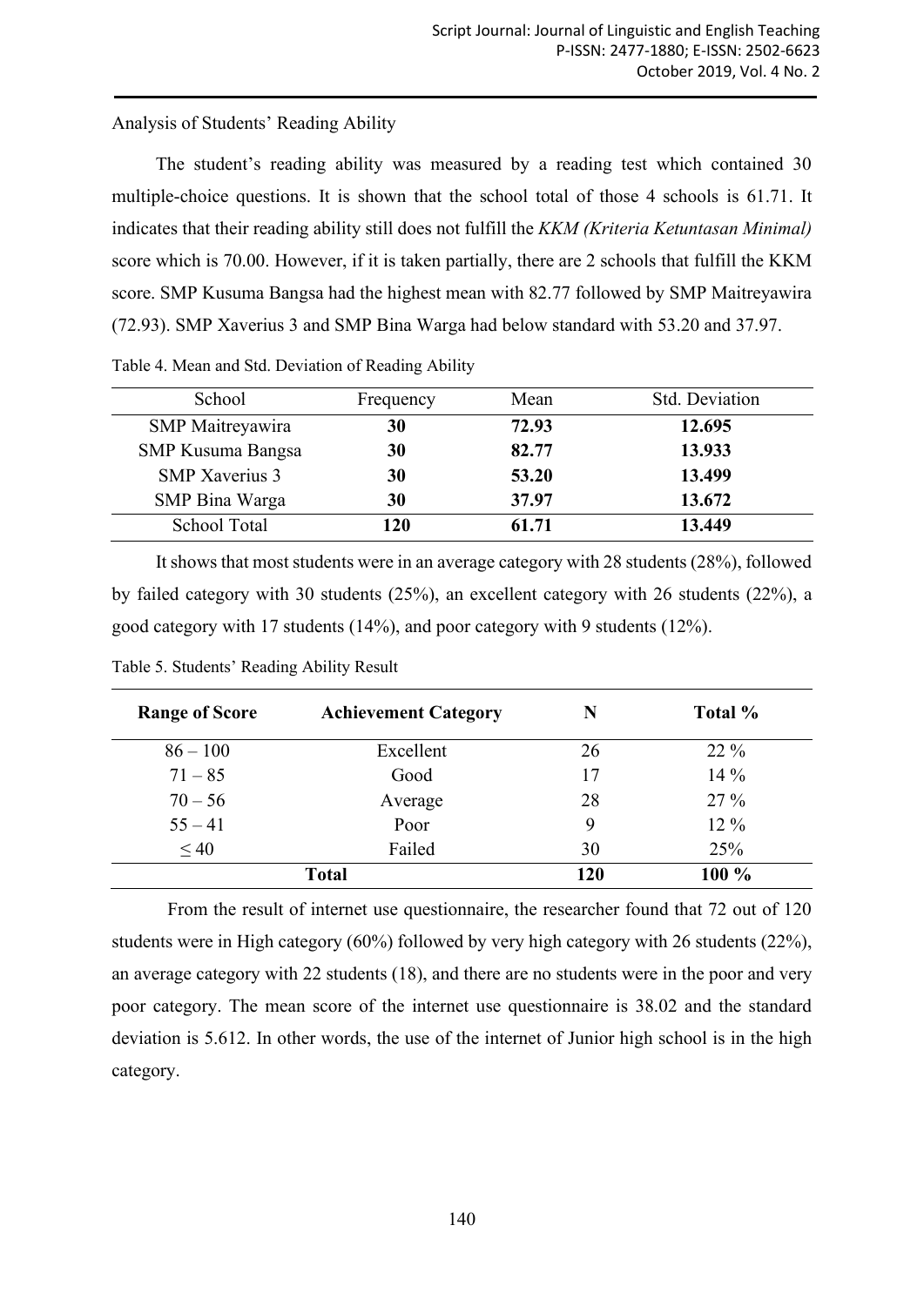Analysis of Students' Reading Ability

The student's reading ability was measured by a reading test which contained 30 multiple-choice questions. It is shown that the school total of those 4 schools is 61.71. It indicates that their reading ability still does not fulfill the *KKM (Kriteria Ketuntasan Minimal)* score which is 70.00. However, if it is taken partially, there are 2 schools that fulfill the KKM score. SMP Kusuma Bangsa had the highest mean with 82.77 followed by SMP Maitreyawira (72.93). SMP Xaverius 3 and SMP Bina Warga had below standard with 53.20 and 37.97.

Table 4. Mean and Std. Deviation of Reading Ability

| School | Frequency | Mean | Std. Deviation |
|---|---|---|---|
| SMP Maitreyawira | **30** | **72.93** | **12.695** |
| SMP Kusuma Bangsa | **30** | **82.77** | **13.933** |
| SMP Xaverius 3 | **30** | **53.20** | **13.499** |
| SMP Bina Warga | **30** | **37.97** | **13.672** |
| School Total | **120** | **61.71** | **13.449** |

It shows that most students were in an average category with 28 students (28%), followed by failed category with 30 students (25%), an excellent category with 26 students (22%), a good category with 17 students (14%), and poor category with 9 students (12%).

Table 5. Students' Reading Ability Result

| Range of Score | Achievement Category | N | Total % |
|---|---|---|---|
| 86 – 100 | Excellent | 26 | 22 % |
| 71 – 85 | Good | 17 | 14 % |
| 70 – 56 | Average | 28 | 27 % |
| 55 – 41 | Poor | 9 | 12 % |
| ≤ 40 | Failed | 30 | 25% |
| **Total** | | **120** | **100 %** |

From the result of internet use questionnaire, the researcher found that 72 out of 120 students were in High category (60%) followed by very high category with 26 students (22%), an average category with 22 students (18), and there are no students were in the poor and very poor category. The mean score of the internet use questionnaire is 38.02 and the standard deviation is 5.612. In other words, the use of the internet of Junior high school is in the high category.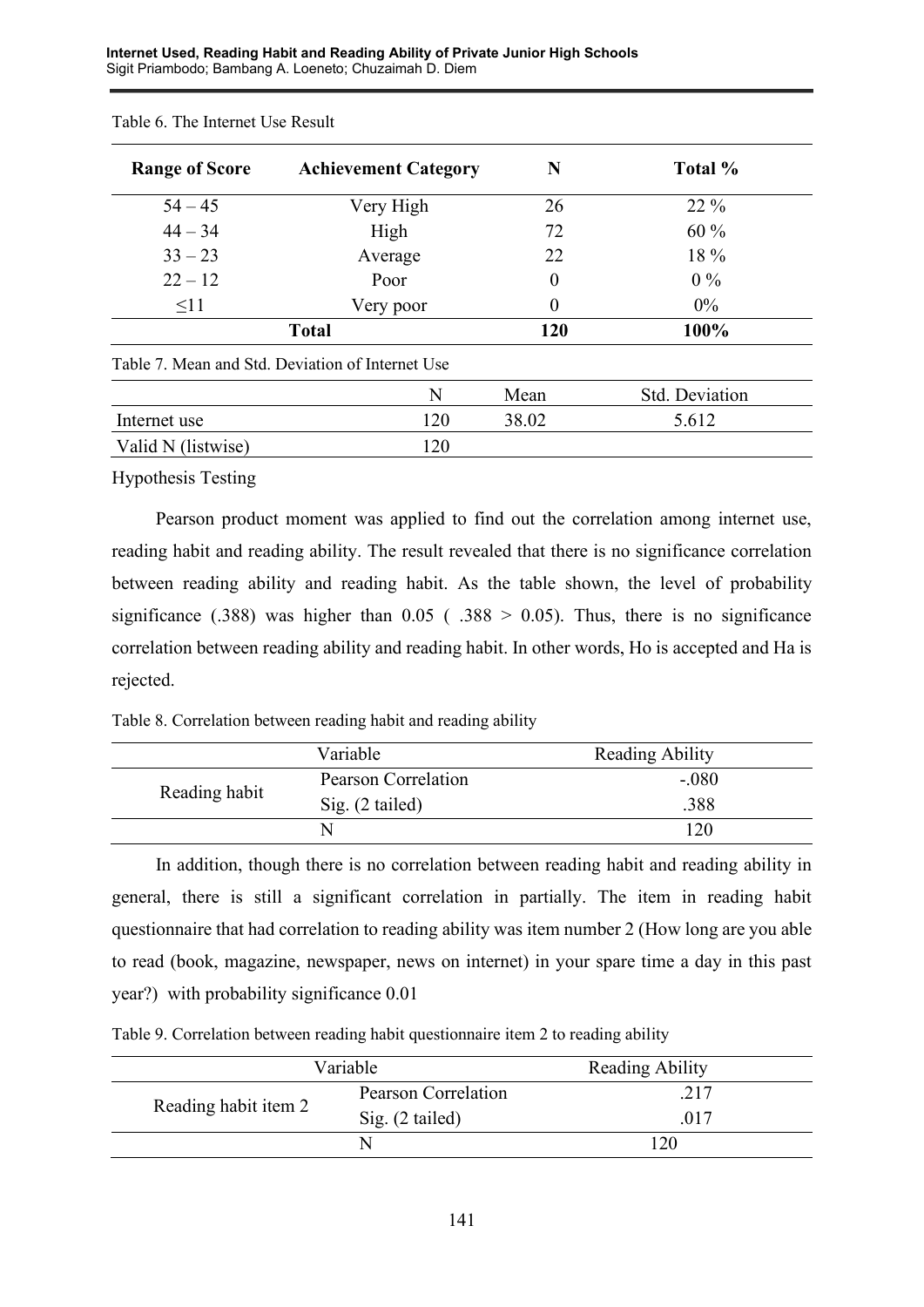Table 6. The Internet Use Result

| Range of Score | Achievement Category | N | Total % |
|---|---|---|---|
| 54 – 45 | Very High | 26 | 22 % |
| 44 – 34 | High | 72 | 60 % |
| 33 – 23 | Average | 22 | 18 % |
| 22 – 12 | Poor | 0 | 0 % |
| ≤11 | Very poor | 0 | 0% |
| **Total** | | **120** | **100%** |

Table 7. Mean and Std. Deviation of Internet Use

| | N | Mean | Std. Deviation |
|---|---|---|---|
| Internet use | 120 | 38.02 | 5.612 |
| Valid N (listwise) | 120 | | |

Hypothesis Testing

Pearson product moment was applied to find out the correlation among internet use, reading habit and reading ability. The result revealed that there is no significance correlation between reading ability and reading habit. As the table shown, the level of probability significance (.388) was higher than 0.05 ( .388 > 0.05). Thus, there is no significance correlation between reading ability and reading habit. In other words, Ho is accepted and Ha is rejected.

Table 8. Correlation between reading habit and reading ability

| Variable | | Reading Ability |
|---|---|---|
| Reading habit | Pearson Correlation | -.080 |
| | Sig. (2 tailed) | .388 |
| | N | 120 |

In addition, though there is no correlation between reading habit and reading ability in general, there is still a significant correlation in partially. The item in reading habit questionnaire that had correlation to reading ability was item number 2 (How long are you able to read (book, magazine, newspaper, news on internet) in your spare time a day in this past year?) with probability significance 0.01

Table 9. Correlation between reading habit questionnaire item 2 to reading ability

| Variable | | Reading Ability |
|---|---|---|
| Reading habit item 2 | Pearson Correlation | .217 |
| | Sig. (2 tailed) | .017 |
| | N | 120 |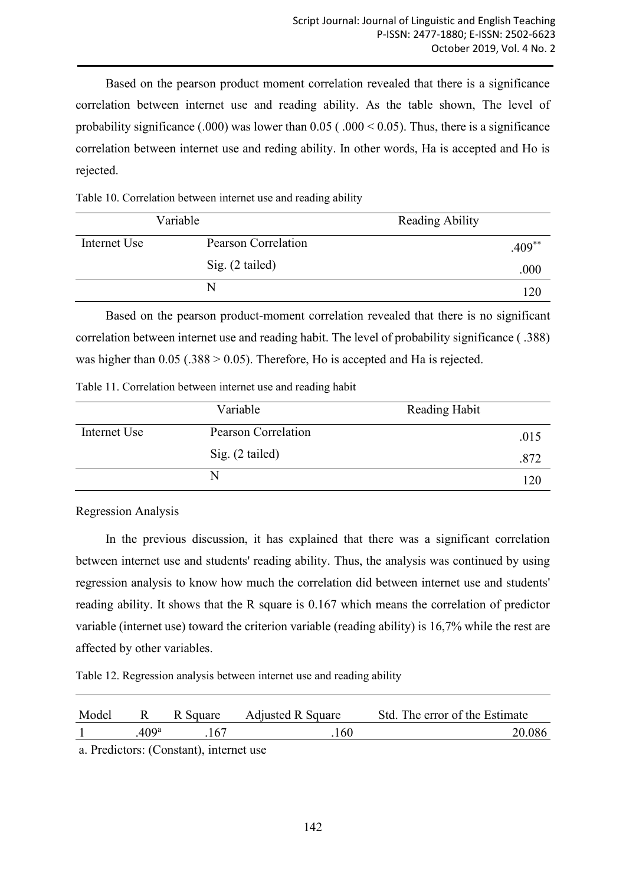Based on the pearson product moment correlation revealed that there is a significance correlation between internet use and reading ability. As the table shown, The level of probability significance (.000) was lower than 0.05 ( .000 < 0.05). Thus, there is a significance correlation between internet use and reding ability. In other words, Ha is accepted and Ho is rejected.

Table 10. Correlation between internet use and reading ability

| Variable | | Reading Ability |
|---|---|---|
| Internet Use | Pearson Correlation | .409** |
| | Sig. (2 tailed) | .000 |
| | N | 120 |

Based on the pearson product-moment correlation revealed that there is no significant correlation between internet use and reading habit. The level of probability significance ( .388) was higher than 0.05 (.388 > 0.05). Therefore, Ho is accepted and Ha is rejected.

Table 11. Correlation between internet use and reading habit

| | Variable | Reading Habit |
|---|---|---|
| Internet Use | Pearson Correlation | .015 |
| | Sig. (2 tailed) | .872 |
| | N | 120 |

Regression Analysis

In the previous discussion, it has explained that there was a significant correlation between internet use and students' reading ability. Thus, the analysis was continued by using regression analysis to know how much the correlation did between internet use and students' reading ability. It shows that the R square is 0.167 which means the correlation of predictor variable (internet use) toward the criterion variable (reading ability) is 16,7% while the rest are affected by other variables.

Table 12. Regression analysis between internet use and reading ability

| Model | R | R Square | Adjusted R Square | Std. The error of the Estimate |
|---|---|---|---|---|
| 1 | .409[a] | .167 | .160 | 20.086 |

a. Predictors: (Constant), internet use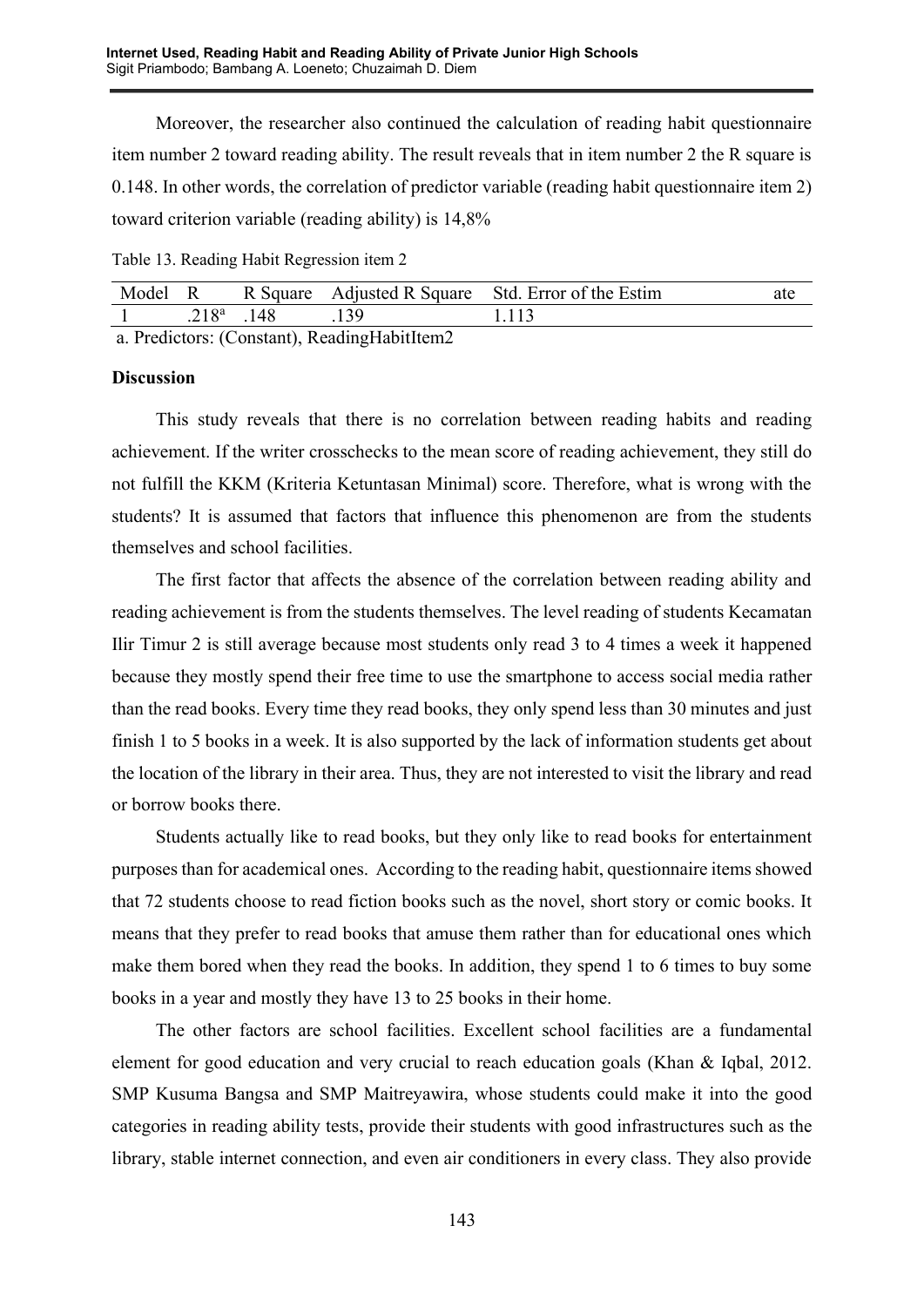Moreover, the researcher also continued the calculation of reading habit questionnaire item number 2 toward reading ability. The result reveals that in item number 2 the R square is 0.148. In other words, the correlation of predictor variable (reading habit questionnaire item 2) toward criterion variable (reading ability) is 14,8%

Table 13. Reading Habit Regression item 2

| Model | R | R Square | Adjusted R Square | Std. Error of the Estimate |
|---|---|---|---|---|
| 1 | .218[a] | .148 | .139 | 1.113 |

a. Predictors: (Constant), ReadingHabitItem2

**Discussion**

This study reveals that there is no correlation between reading habits and reading achievement. If the writer crosschecks to the mean score of reading achievement, they still do not fulfill the KKM (Kriteria Ketuntasan Minimal) score. Therefore, what is wrong with the students? It is assumed that factors that influence this phenomenon are from the students themselves and school facilities.

The first factor that affects the absence of the correlation between reading ability and reading achievement is from the students themselves. The level reading of students Kecamatan Ilir Timur 2 is still average because most students only read 3 to 4 times a week it happened because they mostly spend their free time to use the smartphone to access social media rather than the read books. Every time they read books, they only spend less than 30 minutes and just finish 1 to 5 books in a week. It is also supported by the lack of information students get about the location of the library in their area. Thus, they are not interested to visit the library and read or borrow books there.

Students actually like to read books, but they only like to read books for entertainment purposes than for academical ones. According to the reading habit, questionnaire items showed that 72 students choose to read fiction books such as the novel, short story or comic books. It means that they prefer to read books that amuse them rather than for educational ones which make them bored when they read the books. In addition, they spend 1 to 6 times to buy some books in a year and mostly they have 13 to 25 books in their home.

The other factors are school facilities. Excellent school facilities are a fundamental element for good education and very crucial to reach education goals (Khan & Iqbal, 2012. SMP Kusuma Bangsa and SMP Maitreyawira, whose students could make it into the good categories in reading ability tests, provide their students with good infrastructures such as the library, stable internet connection, and even air conditioners in every class. They also provide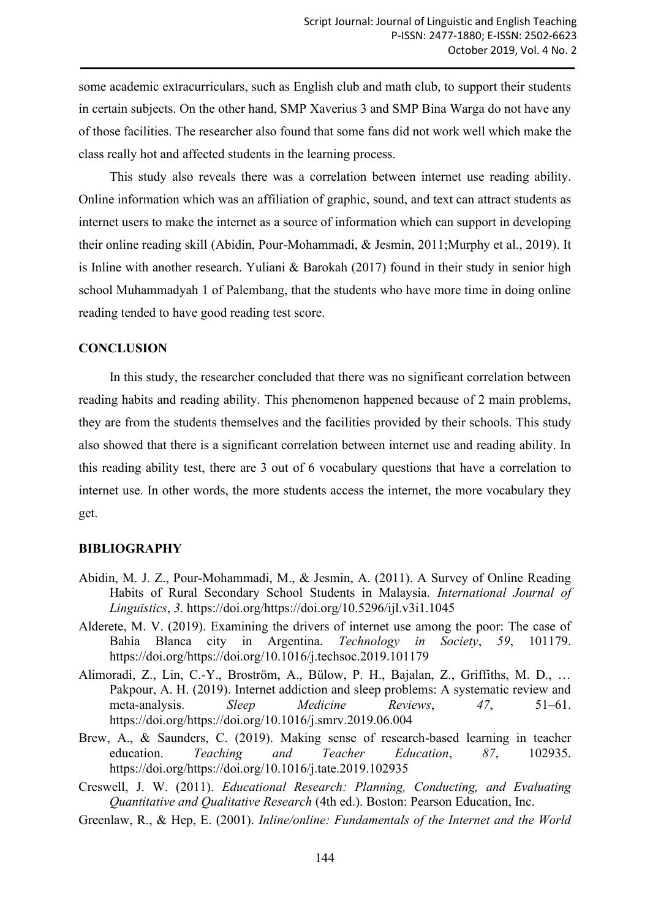some academic extracurriculars, such as English club and math club, to support their students in certain subjects. On the other hand, SMP Xaverius 3 and SMP Bina Warga do not have any of those facilities. The researcher also found that some fans did not work well which make the class really hot and affected students in the learning process.

This study also reveals there was a correlation between internet use reading ability. Online information which was an affiliation of graphic, sound, and text can attract students as internet users to make the internet as a source of information which can support in developing their online reading skill (Abidin, Pour-Mohammadi, & Jesmin, 2011;Murphy et al., 2019). It is Inline with another research. Yuliani & Barokah (2017) found in their study in senior high school Muhammadyah 1 of Palembang, that the students who have more time in doing online reading tended to have good reading test score.

## CONCLUSION

In this study, the researcher concluded that there was no significant correlation between reading habits and reading ability. This phenomenon happened because of 2 main problems, they are from the students themselves and the facilities provided by their schools. This study also showed that there is a significant correlation between internet use and reading ability. In this reading ability test, there are 3 out of 6 vocabulary questions that have a correlation to internet use. In other words, the more students access the internet, the more vocabulary they get.

## BIBLIOGRAPHY

Abidin, M. J. Z., Pour-Mohammadi, M., & Jesmin, A. (2011). A Survey of Online Reading Habits of Rural Secondary School Students in Malaysia. *International Journal of Linguistics*, *3*. https://doi.org/https://doi.org/10.5296/ijl.v3i1.1045

Alderete, M. V. (2019). Examining the drivers of internet use among the poor: The case of Bahía Blanca city in Argentina. *Technology in Society*, *59*, 101179. https://doi.org/https://doi.org/10.1016/j.techsoc.2019.101179

Alimoradi, Z., Lin, C.-Y., Broström, A., Bülow, P. H., Bajalan, Z., Griffiths, M. D., … Pakpour, A. H. (2019). Internet addiction and sleep problems: A systematic review and meta-analysis. *Sleep Medicine Reviews*, *47*, 51–61. https://doi.org/https://doi.org/10.1016/j.smrv.2019.06.004

Brew, A., & Saunders, C. (2019). Making sense of research-based learning in teacher education. *Teaching and Teacher Education*, *87*, 102935. https://doi.org/https://doi.org/10.1016/j.tate.2019.102935

Creswell, J. W. (2011). *Educational Research: Planning, Conducting, and Evaluating Quantitative and Qualitative Research* (4th ed.). Boston: Pearson Education, Inc.

Greenlaw, R., & Hep, E. (2001). *Inline/online: Fundamentals of the Internet and the World*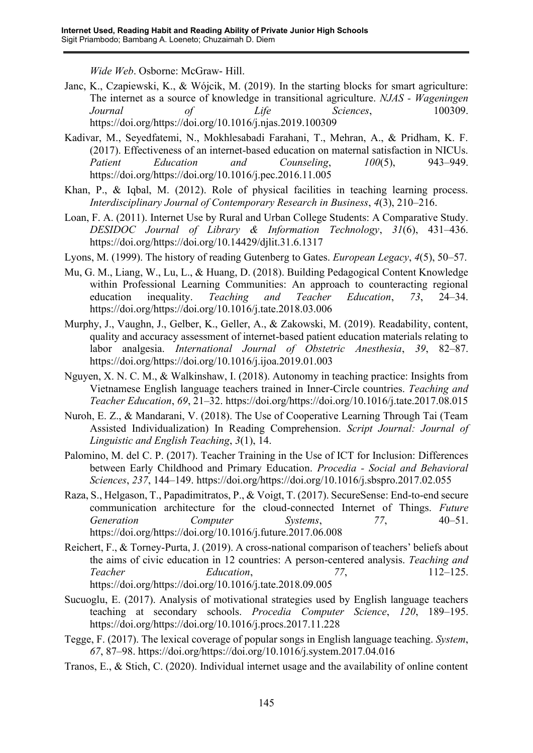*Wide Web*. Osborne: McGraw- Hill.

Janc, K., Czapiewski, K., & Wójcik, M. (2019). In the starting blocks for smart agriculture: The internet as a source of knowledge in transitional agriculture. *NJAS - Wageningen Journal of Life Sciences*, 100309. https://doi.org/https://doi.org/10.1016/j.njas.2019.100309

Kadivar, M., Seyedfatemi, N., Mokhlesabadi Farahani, T., Mehran, A., & Pridham, K. F. (2017). Effectiveness of an internet-based education on maternal satisfaction in NICUs. *Patient Education and Counseling*, *100*(5), 943–949. https://doi.org/https://doi.org/10.1016/j.pec.2016.11.005

Khan, P., & Iqbal, M. (2012). Role of physical facilities in teaching learning process. *Interdisciplinary Journal of Contemporary Research in Business*, *4*(3), 210–216.

Loan, F. A. (2011). Internet Use by Rural and Urban College Students: A Comparative Study. *DESIDOC Journal of Library & Information Technology*, *31*(6), 431–436. https://doi.org/https://doi.org/10.14429/djlit.31.6.1317

Lyons, M. (1999). The history of reading Gutenberg to Gates. *European Legacy*, *4*(5), 50–57.

Mu, G. M., Liang, W., Lu, L., & Huang, D. (2018). Building Pedagogical Content Knowledge within Professional Learning Communities: An approach to counteracting regional education inequality. *Teaching and Teacher Education*, *73*, 24–34. https://doi.org/https://doi.org/10.1016/j.tate.2018.03.006

Murphy, J., Vaughn, J., Gelber, K., Geller, A., & Zakowski, M. (2019). Readability, content, quality and accuracy assessment of internet-based patient education materials relating to labor analgesia. *International Journal of Obstetric Anesthesia*, *39*, 82–87. https://doi.org/https://doi.org/10.1016/j.ijoa.2019.01.003

Nguyen, X. N. C. M., & Walkinshaw, I. (2018). Autonomy in teaching practice: Insights from Vietnamese English language teachers trained in Inner-Circle countries. *Teaching and Teacher Education*, *69*, 21–32. https://doi.org/https://doi.org/10.1016/j.tate.2017.08.015

Nuroh, E. Z., & Mandarani, V. (2018). The Use of Cooperative Learning Through Tai (Team Assisted Individualization) In Reading Comprehension. *Script Journal: Journal of Linguistic and English Teaching*, *3*(1), 14.

Palomino, M. del C. P. (2017). Teacher Training in the Use of ICT for Inclusion: Differences between Early Childhood and Primary Education. *Procedia - Social and Behavioral Sciences*, *237*, 144–149. https://doi.org/https://doi.org/10.1016/j.sbspro.2017.02.055

Raza, S., Helgason, T., Papadimitratos, P., & Voigt, T. (2017). SecureSense: End-to-end secure communication architecture for the cloud-connected Internet of Things. *Future Generation Computer Systems*, *77*, 40–51. https://doi.org/https://doi.org/10.1016/j.future.2017.06.008

Reichert, F., & Torney-Purta, J. (2019). A cross-national comparison of teachers' beliefs about the aims of civic education in 12 countries: A person-centered analysis. *Teaching and Teacher Education*, *77*, 112–125. https://doi.org/https://doi.org/10.1016/j.tate.2018.09.005

Sucuoglu, E. (2017). Analysis of motivational strategies used by English language teachers teaching at secondary schools. *Procedia Computer Science*, *120*, 189–195. https://doi.org/https://doi.org/10.1016/j.procs.2017.11.228

Tegge, F. (2017). The lexical coverage of popular songs in English language teaching. *System*, *67*, 87–98. https://doi.org/https://doi.org/10.1016/j.system.2017.04.016

Tranos, E., & Stich, C. (2020). Individual internet usage and the availability of online content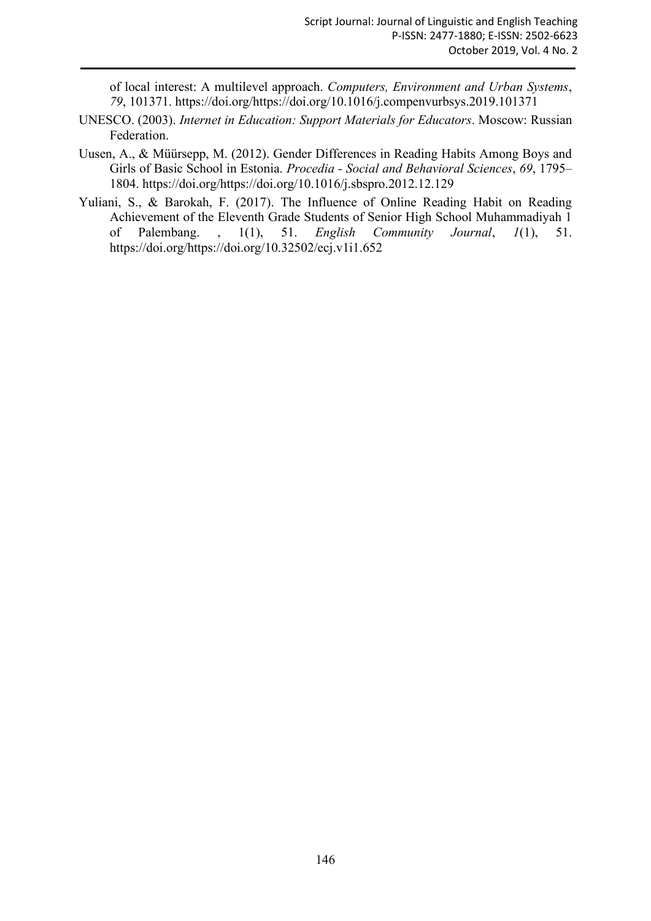of local interest: A multilevel approach. *Computers, Environment and Urban Systems*, *79*, 101371. https://doi.org/https://doi.org/10.1016/j.compenvurbsys.2019.101371

UNESCO. (2003). *Internet in Education: Support Materials for Educators*. Moscow: Russian Federation.

Uusen, A., & Müürsepp, M. (2012). Gender Differences in Reading Habits Among Boys and Girls of Basic School in Estonia. *Procedia - Social and Behavioral Sciences*, *69*, 1795–1804. https://doi.org/https://doi.org/10.1016/j.sbspro.2012.12.129

Yuliani, S., & Barokah, F. (2017). The Influence of Online Reading Habit on Reading Achievement of the Eleventh Grade Students of Senior High School Muhammadiyah 1 of Palembang. , 1(1), 51. *English Community Journal*, *1*(1), 51. https://doi.org/https://doi.org/10.32502/ecj.v1i1.652